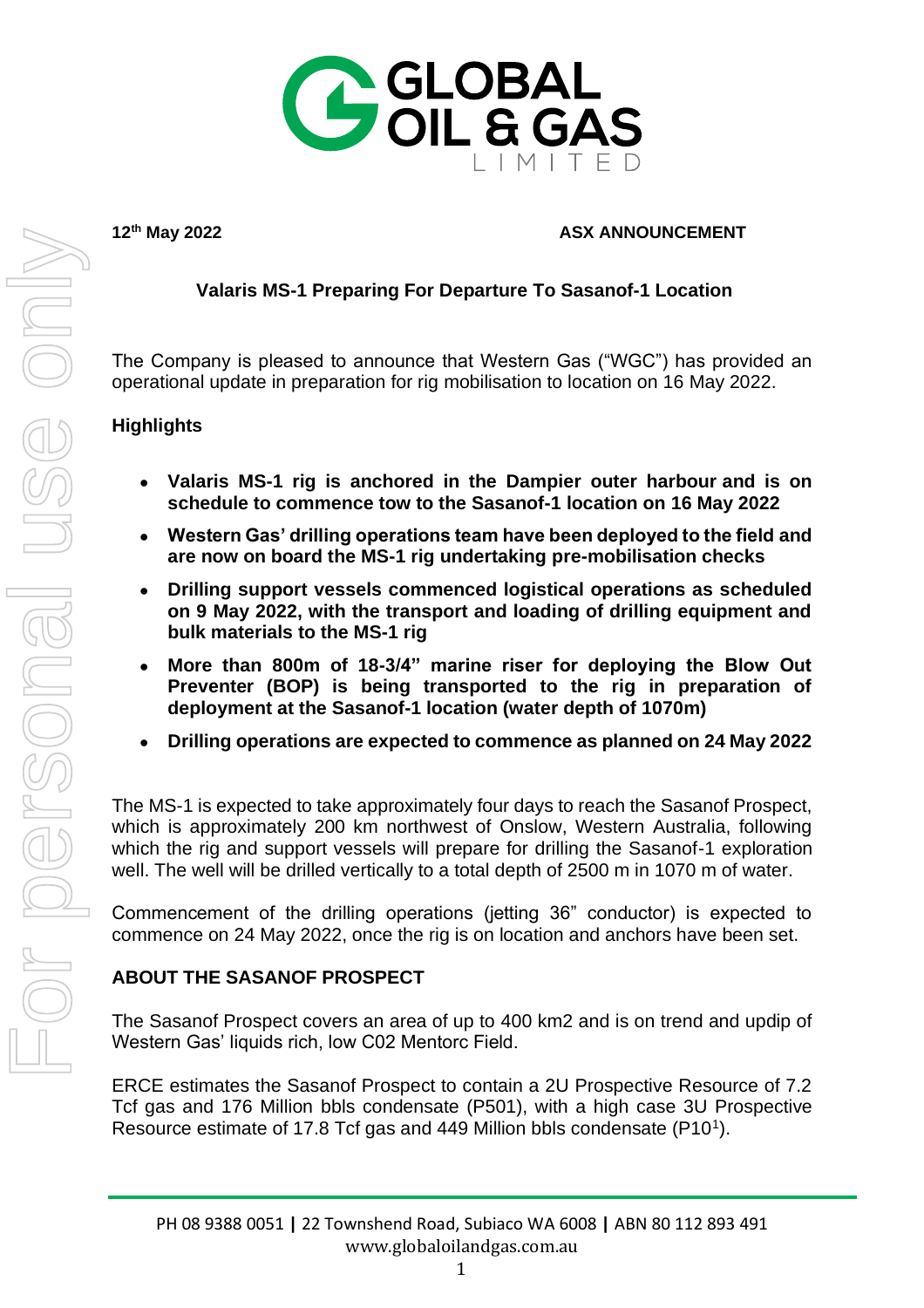**12th May 2022** **ASX ANNOUNCEMENT**

## Valaris MS-1 Preparing For Departure To Sasanof-1 Location

The Company is pleased to announce that Western Gas ("WGC") has provided an operational update in preparation for rig mobilisation to location on 16 May 2022.

### Highlights

- **Valaris MS-1 rig is anchored in the Dampier outer harbour and is on schedule to commence tow to the Sasanof-1 location on 16 May 2022**
- **Western Gas' drilling operations team have been deployed to the field and are now on board the MS-1 rig undertaking pre-mobilisation checks**
- **Drilling support vessels commenced logistical operations as scheduled on 9 May 2022, with the transport and loading of drilling equipment and bulk materials to the MS-1 rig**
- **More than 800m of 18-3/4" marine riser for deploying the Blow Out Preventer (BOP) is being transported to the rig in preparation of deployment at the Sasanof-1 location (water depth of 1070m)**
- **Drilling operations are expected to commence as planned on 24 May 2022**

The MS-1 is expected to take approximately four days to reach the Sasanof Prospect, which is approximately 200 km northwest of Onslow, Western Australia, following which the rig and support vessels will prepare for drilling the Sasanof-1 exploration well. The well will be drilled vertically to a total depth of 2500 m in 1070 m of water.

Commencement of the drilling operations (jetting 36" conductor) is expected to commence on 24 May 2022, once the rig is on location and anchors have been set.

### ABOUT THE SASANOF PROSPECT

The Sasanof Prospect covers an area of up to 400 km2 and is on trend and updip of Western Gas' liquids rich, low C02 Mentorc Field.

ERCE estimates the Sasanof Prospect to contain a 2U Prospective Resource of 7.2 Tcf gas and 176 Million bbls condensate (P50[1]), with a high case 3U Prospective Resource estimate of 17.8 Tcf gas and 449 Million bbls condensate (P10[1]).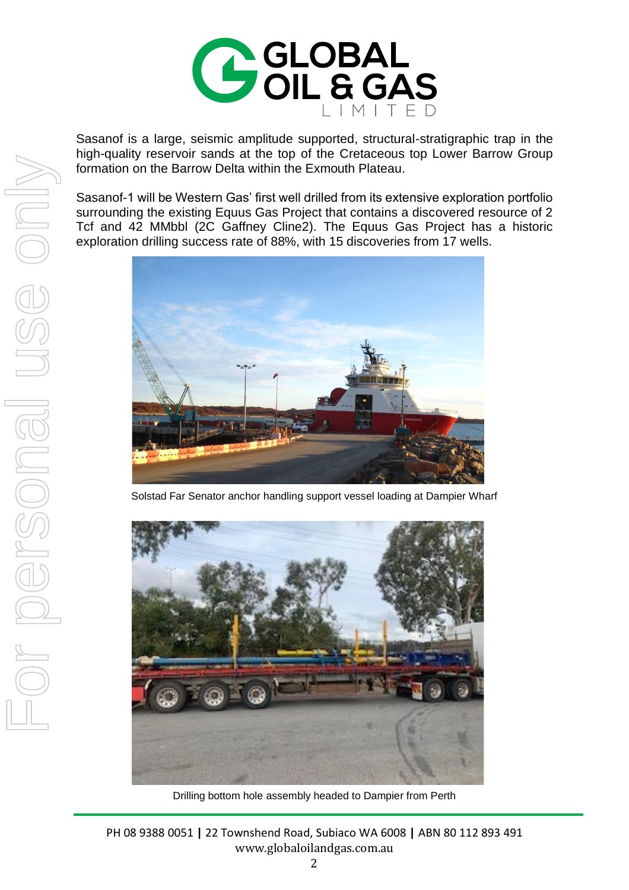Sasanof is a large, seismic amplitude supported, structural-stratigraphic trap in the high-quality reservoir sands at the top of the Cretaceous top Lower Barrow Group formation on the Barrow Delta within the Exmouth Plateau.

Sasanof-1 will be Western Gas' first well drilled from its extensive exploration portfolio surrounding the existing Equus Gas Project that contains a discovered resource of 2 Tcf and 42 MMbbl (2C Gaffney Cline2). The Equus Gas Project has a historic exploration drilling success rate of 88%, with 15 discoveries from 17 wells.

Solstad Far Senator anchor handling support vessel loading at Dampier Wharf

Drilling bottom hole assembly headed to Dampier from Perth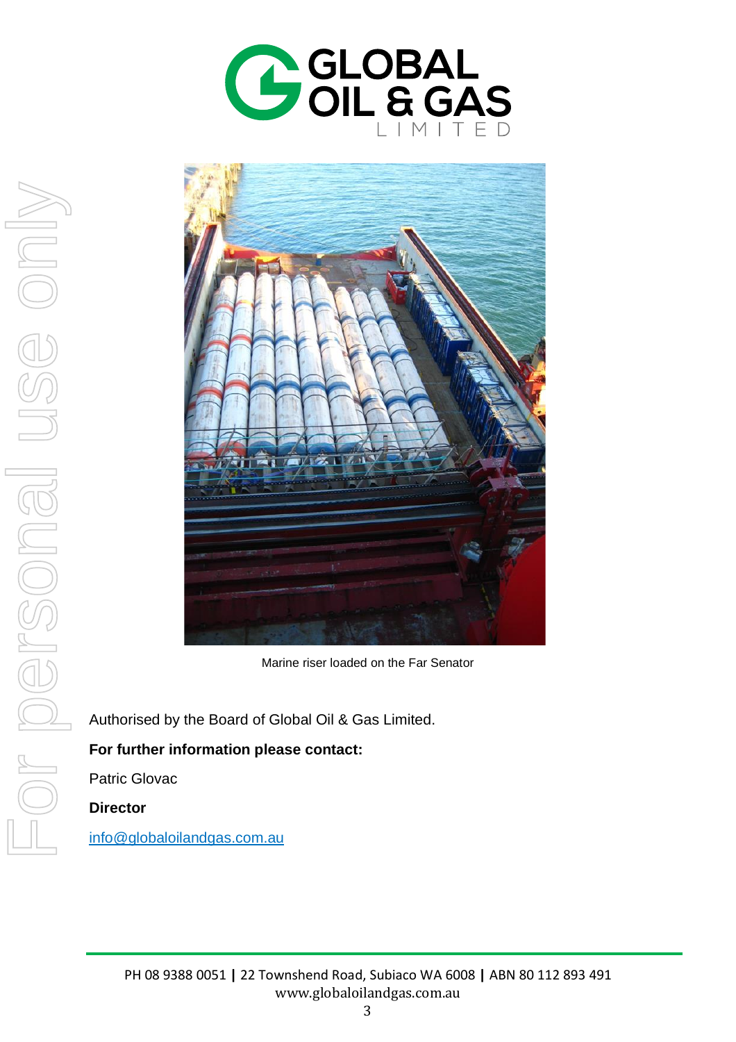Marine riser loaded on the Far Senator

Authorised by the Board of Global Oil & Gas Limited.

**For further information please contact:**

Patric Glovac

**Director**

info@globaloilandgas.com.au

PH 08 9388 0051 | 22 Townshend Road, Subiaco WA 6008 | ABN 80 112 893 491
www.globaloilandgas.com.au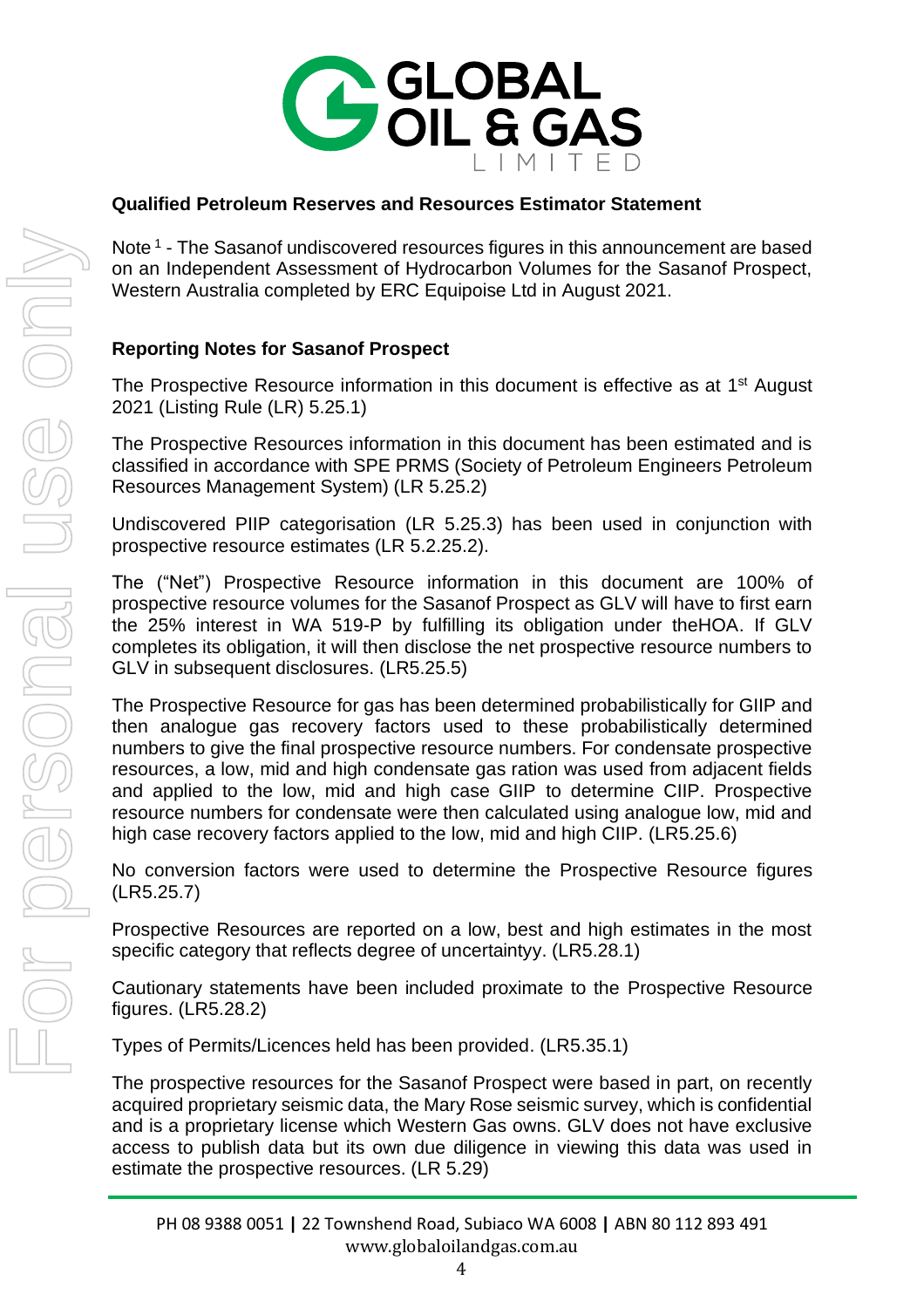### Qualified Petroleum Reserves and Resources Estimator Statement

Note [1] - The Sasanof undiscovered resources figures in this announcement are based on an Independent Assessment of Hydrocarbon Volumes for the Sasanof Prospect, Western Australia completed by ERC Equipoise Ltd in August 2021.

### Reporting Notes for Sasanof Prospect

The Prospective Resource information in this document is effective as at 1st August 2021 (Listing Rule (LR) 5.25.1)

The Prospective Resources information in this document has been estimated and is classified in accordance with SPE PRMS (Society of Petroleum Engineers Petroleum Resources Management System) (LR 5.25.2)

Undiscovered PIIP categorisation (LR 5.25.3) has been used in conjunction with prospective resource estimates (LR 5.2.25.2).

The ("Net") Prospective Resource information in this document are 100% of prospective resource volumes for the Sasanof Prospect as GLV will have to first earn the 25% interest in WA 519-P by fulfilling its obligation under theHOA. If GLV completes its obligation, it will then disclose the net prospective resource numbers to GLV in subsequent disclosures. (LR5.25.5)

The Prospective Resource for gas has been determined probabilistically for GIIP and then analogue gas recovery factors used to these probabilistically determined numbers to give the final prospective resource numbers. For condensate prospective resources, a low, mid and high condensate gas ration was used from adjacent fields and applied to the low, mid and high case GIIP to determine CIIP. Prospective resource numbers for condensate were then calculated using analogue low, mid and high case recovery factors applied to the low, mid and high CIIP. (LR5.25.6)

No conversion factors were used to determine the Prospective Resource figures (LR5.25.7)

Prospective Resources are reported on a low, best and high estimates in the most specific category that reflects degree of uncertaintyy. (LR5.28.1)

Cautionary statements have been included proximate to the Prospective Resource figures. (LR5.28.2)

Types of Permits/Licences held has been provided. (LR5.35.1)

The prospective resources for the Sasanof Prospect were based in part, on recently acquired proprietary seismic data, the Mary Rose seismic survey, which is confidential and is a proprietary license which Western Gas owns. GLV does not have exclusive access to publish data but its own due diligence in viewing this data was used in estimate the prospective resources. (LR 5.29)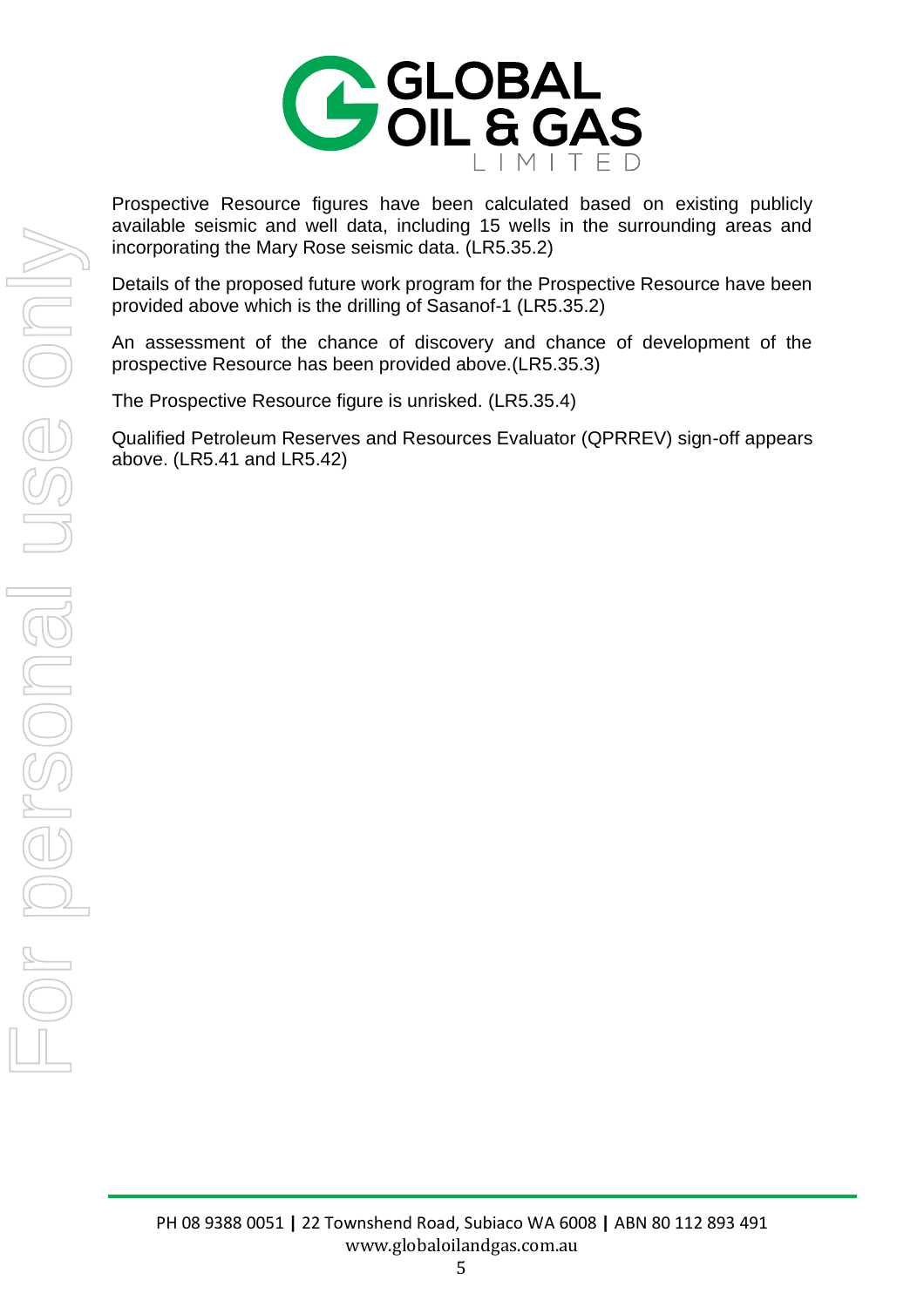Prospective Resource figures have been calculated based on existing publicly available seismic and well data, including 15 wells in the surrounding areas and incorporating the Mary Rose seismic data. (LR5.35.2)

Details of the proposed future work program for the Prospective Resource have been provided above which is the drilling of Sasanof-1 (LR5.35.2)

An assessment of the chance of discovery and chance of development of the prospective Resource has been provided above.(LR5.35.3)

The Prospective Resource figure is unrisked. (LR5.35.4)

Qualified Petroleum Reserves and Resources Evaluator (QPRREV) sign-off appears above. (LR5.41 and LR5.42)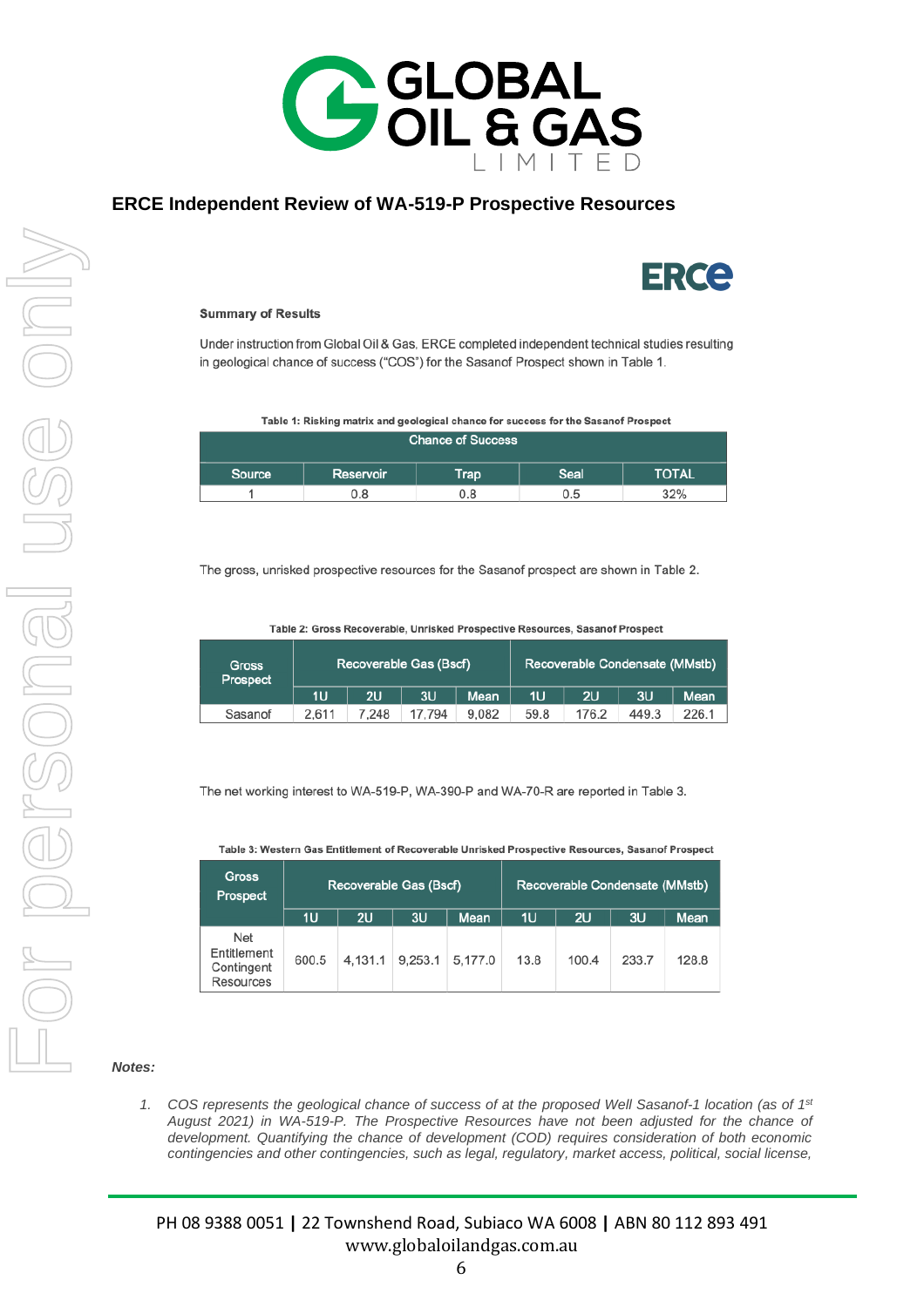## ERCE Independent Review of WA-519-P Prospective Resources

**Summary of Results**

Under instruction from Global Oil & Gas, ERCE completed independent technical studies resulting in geological chance of success ("COS") for the Sasanof Prospect shown in Table 1.

Table 1: Risking matrix and geological chance for success for the Sasanof Prospect

| Chance of Success | | | | |
|---|---|---|---|---|
| Source | Reservoir | Trap | Seal | TOTAL |
| 1 | 0.8 | 0.8 | 0.5 | 32% |

The gross, unrisked prospective resources for the Sasanof prospect are shown in Table 2.

Table 2: Gross Recoverable, Unrisked Prospective Resources, Sasanof Prospect

| Gross Prospect | Recoverable Gas (Bscf) | | | | Recoverable Condensate (MMstb) | | | |
|---|---|---|---|---|---|---|---|---|
| | 1U | 2U | 3U | Mean | 1U | 2U | 3U | Mean |
| Sasanof | 2,611 | 7,248 | 17,794 | 9,082 | 59.8 | 176.2 | 449.3 | 226.1 |

The net working interest to WA-519-P, WA-390-P and WA-70-R are reported in Table 3.

Table 3: Western Gas Entitlement of Recoverable Unrisked Prospective Resources, Sasanof Prospect

| Gross Prospect | Recoverable Gas (Bscf) | | | | Recoverable Condensate (MMstb) | | | |
|---|---|---|---|---|---|---|---|---|
| | 1U | 2U | 3U | Mean | 1U | 2U | 3U | Mean |
| Net Entitlement Contingent Resources | 600.5 | 4,131.1 | 9,253.1 | 5,177.0 | 13.8 | 100.4 | 233.7 | 128.8 |

***Notes:***

1. *COS represents the geological chance of success of at the proposed Well Sasanof-1 location (as of 1st August 2021) in WA-519-P. The Prospective Resources have not been adjusted for the chance of development. Quantifying the chance of development (COD) requires consideration of both economic contingencies and other contingencies, such as legal, regulatory, market access, political, social license,*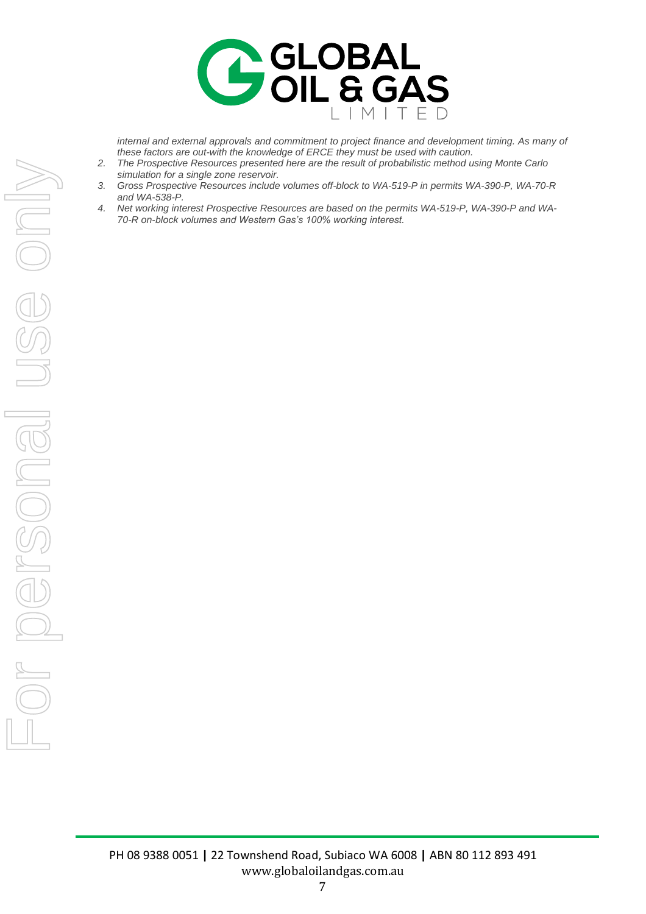*internal and external approvals and commitment to project finance and development timing. As many of these factors are out-with the knowledge of ERCE they must be used with caution.*

2. *The Prospective Resources presented here are the result of probabilistic method using Monte Carlo simulation for a single zone reservoir.*
3. *Gross Prospective Resources include volumes off-block to WA-519-P in permits WA-390-P, WA-70-R and WA-538-P.*
4. *Net working interest Prospective Resources are based on the permits WA-519-P, WA-390-P and WA-70-R on-block volumes and Western Gas's 100% working interest.*